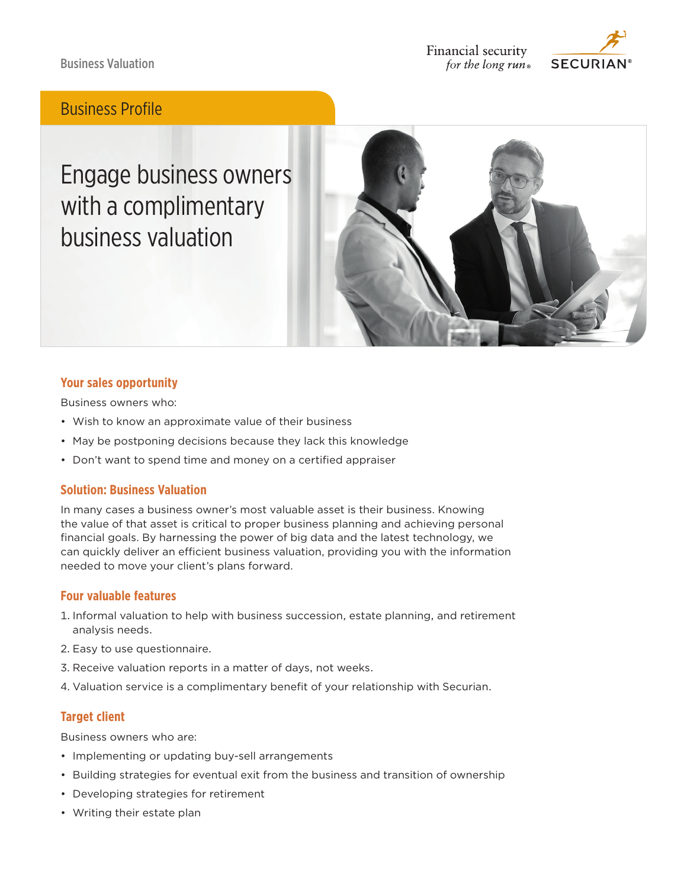Business Valuation

Financial security *for the long run*® SECURIAN®

## Business Profile

# Engage business owners with a complimentary business valuation

### Your sales opportunity

Business owners who:

- Wish to know an approximate value of their business
- May be postponing decisions because they lack this knowledge
- Don't want to spend time and money on a certified appraiser

### Solution: Business Valuation

In many cases a business owner's most valuable asset is their business. Knowing the value of that asset is critical to proper business planning and achieving personal financial goals. By harnessing the power of big data and the latest technology, we can quickly deliver an efficient business valuation, providing you with the information needed to move your client's plans forward.

### Four valuable features

1. Informal valuation to help with business succession, estate planning, and retirement analysis needs.
2. Easy to use questionnaire.
3. Receive valuation reports in a matter of days, not weeks.
4. Valuation service is a complimentary benefit of your relationship with Securian.

### Target client

Business owners who are:

- Implementing or updating buy-sell arrangements
- Building strategies for eventual exit from the business and transition of ownership
- Developing strategies for retirement
- Writing their estate plan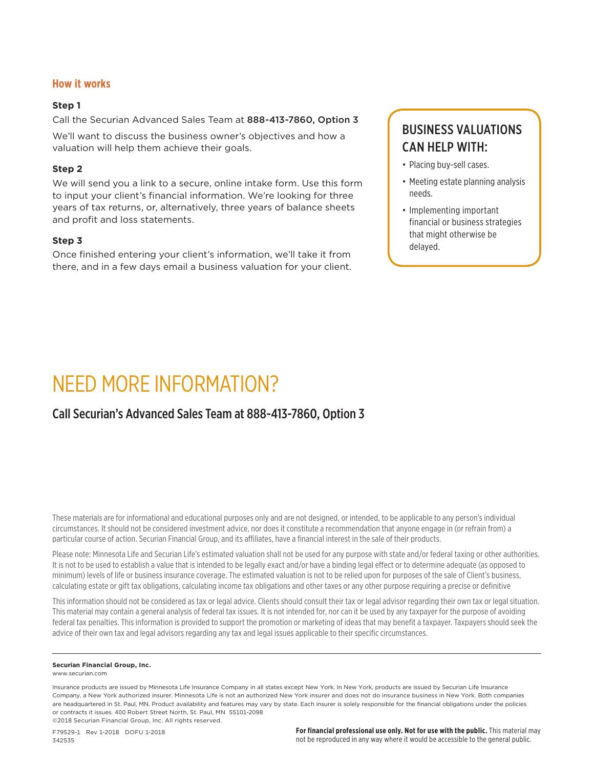## How it works

**Step 1**

Call the Securian Advanced Sales Team at **888-413-7860, Option 3**

We'll want to discuss the business owner's objectives and how a valuation will help them achieve their goals.

**Step 2**

We will send you a link to a secure, online intake form. Use this form to input your client's financial information. We're looking for three years of tax returns, or, alternatively, three years of balance sheets and profit and loss statements.

**Step 3**

Once finished entering your client's information, we'll take it from there, and in a few days email a business valuation for your client.

### BUSINESS VALUATIONS CAN HELP WITH:

- Placing buy-sell cases.
- Meeting estate planning analysis needs.
- Implementing important financial or business strategies that might otherwise be delayed.

# NEED MORE INFORMATION?

## Call Securian's Advanced Sales Team at 888-413-7860, Option 3

These materials are for informational and educational purposes only and are not designed, or intended, to be applicable to any person's individual circumstances. It should not be considered investment advice, nor does it constitute a recommendation that anyone engage in (or refrain from) a particular course of action. Securian Financial Group, and its affiliates, have a financial interest in the sale of their products.

Please note: Minnesota Life and Securian Life's estimated valuation shall not be used for any purpose with state and/or federal taxing or other authorities. It is not to be used to establish a value that is intended to be legally exact and/or have a binding legal effect or to determine adequate (as opposed to minimum) levels of life or business insurance coverage. The estimated valuation is not to be relied upon for purposes of the sale of Client's business, calculating estate or gift tax obligations, calculating income tax obligations and other taxes or any other purpose requiring a precise or definitive

This information should not be considered as tax or legal advice. Clients should consult their tax or legal advisor regarding their own tax or legal situation. This material may contain a general analysis of federal tax issues. It is not intended for, nor can it be used by any taxpayer for the purpose of avoiding federal tax penalties. This information is provided to support the promotion or marketing of ideas that may benefit a taxpayer. Taxpayers should seek the advice of their own tax and legal advisors regarding any tax and legal issues applicable to their specific circumstances.

**Securian Financial Group, Inc.**
www.securian.com

Insurance products are issued by Minnesota Life Insurance Company in all states except New York. In New York, products are issued by Securian Life Insurance Company, a New York authorized insurer. Minnesota Life is not an authorized New York insurer and does not do insurance business in New York. Both companies are headquartered in St. Paul, MN. Product availability and features may vary by state. Each insurer is solely responsible for the financial obligations under the policies or contracts it issues. 400 Robert Street North, St. Paul, MN 55101-2098
©2018 Securian Financial Group, Inc. All rights reserved.

F79529-1 Rev 1-2018 DOFU 1-2018
342535

**For financial professional use only. Not for use with the public.** This material may not be reproduced in any way where it would be accessible to the general public.